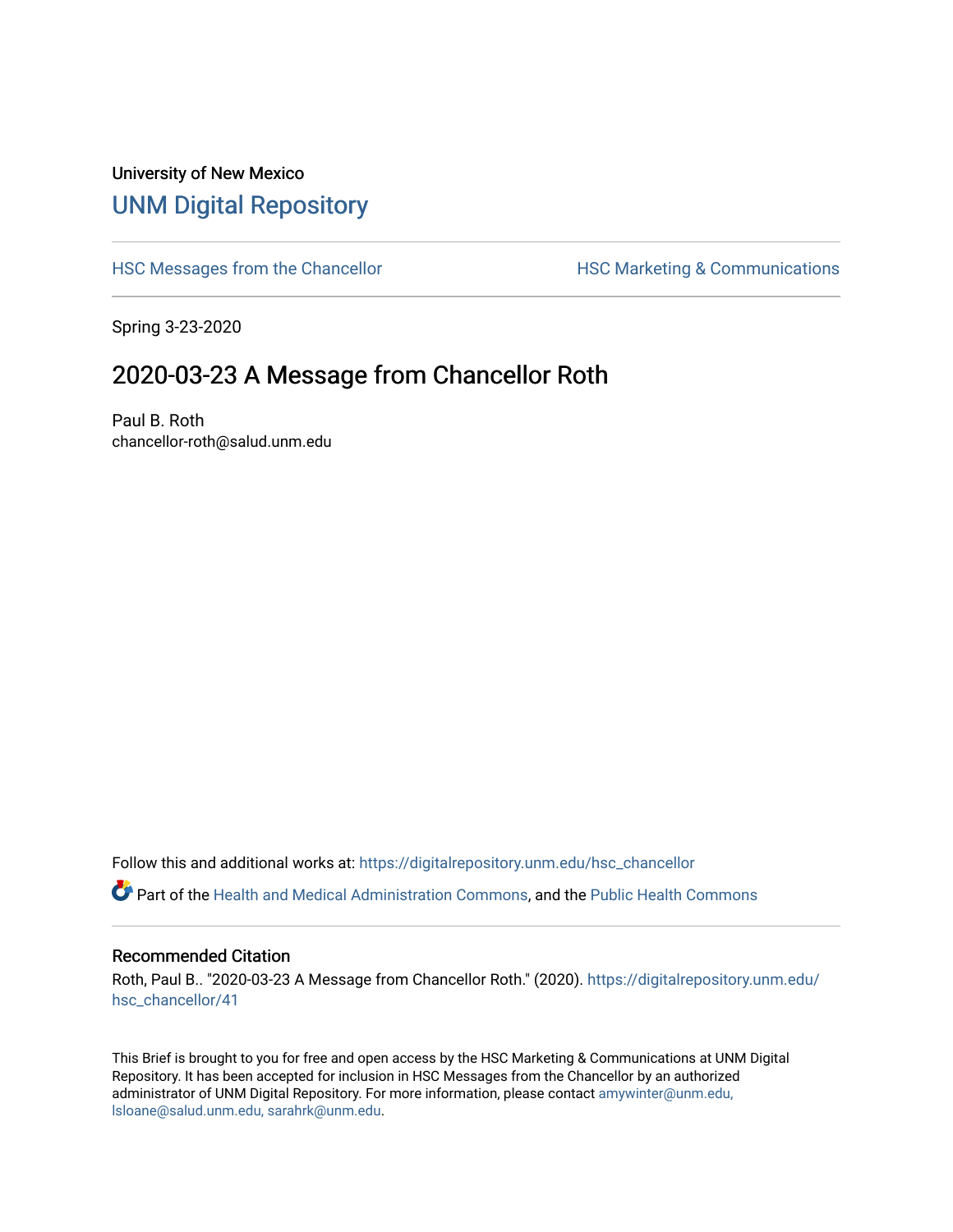University of New Mexico

# UNM Digital Repository

HSC Messages from the Chancellor | HSC Marketing & Communications

Spring 3-23-2020

## 2020-03-23 A Message from Chancellor Roth

Paul B. Roth
chancellor-roth@salud.unm.edu

Follow this and additional works at: https://digitalrepository.unm.edu/hsc_chancellor

Part of the Health and Medical Administration Commons, and the Public Health Commons

### Recommended Citation

Roth, Paul B.. "2020-03-23 A Message from Chancellor Roth." (2020). https://digitalrepository.unm.edu/hsc_chancellor/41

This Brief is brought to you for free and open access by the HSC Marketing & Communications at UNM Digital Repository. It has been accepted for inclusion in HSC Messages from the Chancellor by an authorized administrator of UNM Digital Repository. For more information, please contact amywinter@unm.edu, lsloane@salud.unm.edu, sarahrk@unm.edu.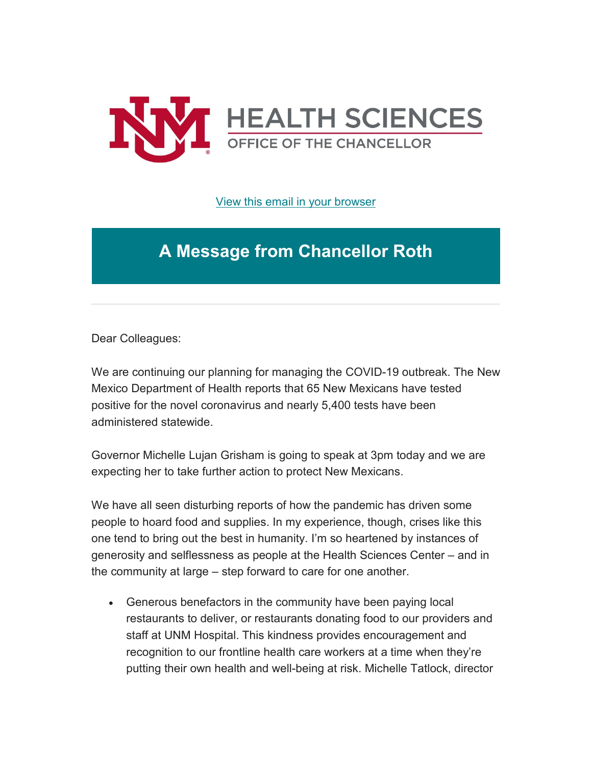HEALTH SCIENCES
OFFICE OF THE CHANCELLOR

[View this email in your browser]

# A Message from Chancellor Roth

---

Dear Colleagues:

We are continuing our planning for managing the COVID-19 outbreak. The New Mexico Department of Health reports that 65 New Mexicans have tested positive for the novel coronavirus and nearly 5,400 tests have been administered statewide.

Governor Michelle Lujan Grisham is going to speak at 3pm today and we are expecting her to take further action to protect New Mexicans.

We have all seen disturbing reports of how the pandemic has driven some people to hoard food and supplies. In my experience, though, crises like this one tend to bring out the best in humanity. I'm so heartened by instances of generosity and selflessness as people at the Health Sciences Center – and in the community at large – step forward to care for one another.

- Generous benefactors in the community have been paying local restaurants to deliver, or restaurants donating food to our providers and staff at UNM Hospital. This kindness provides encouragement and recognition to our frontline health care workers at a time when they're putting their own health and well-being at risk. Michelle Tatlock, director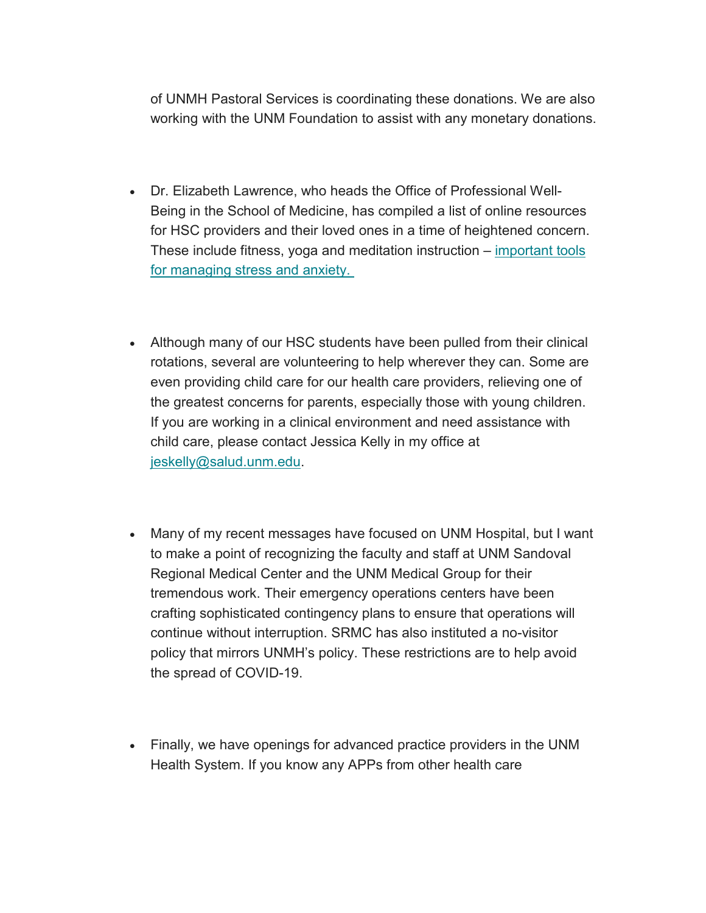of UNMH Pastoral Services is coordinating these donations. We are also working with the UNM Foundation to assist with any monetary donations.

- Dr. Elizabeth Lawrence, who heads the Office of Professional Well-Being in the School of Medicine, has compiled a list of online resources for HSC providers and their loved ones in a time of heightened concern. These include fitness, yoga and meditation instruction – [important tools for managing stress and anxiety.]()

- Although many of our HSC students have been pulled from their clinical rotations, several are volunteering to help wherever they can. Some are even providing child care for our health care providers, relieving one of the greatest concerns for parents, especially those with young children. If you are working in a clinical environment and need assistance with child care, please contact Jessica Kelly in my office at [jeskelly@salud.unm.edu](mailto:jeskelly@salud.unm.edu).

- Many of my recent messages have focused on UNM Hospital, but I want to make a point of recognizing the faculty and staff at UNM Sandoval Regional Medical Center and the UNM Medical Group for their tremendous work. Their emergency operations centers have been crafting sophisticated contingency plans to ensure that operations will continue without interruption. SRMC has also instituted a no-visitor policy that mirrors UNMH's policy. These restrictions are to help avoid the spread of COVID-19.

- Finally, we have openings for advanced practice providers in the UNM Health System. If you know any APPs from other health care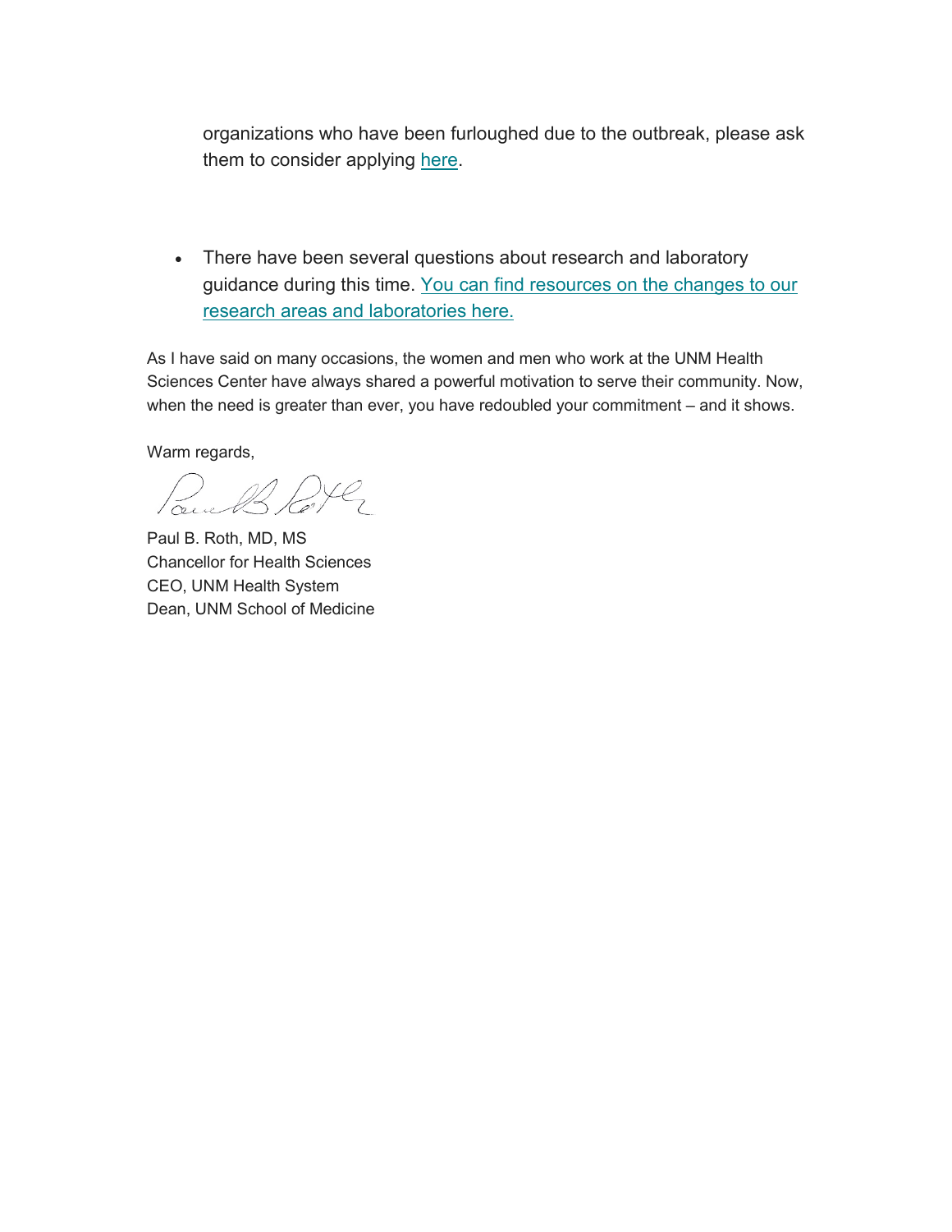organizations who have been furloughed due to the outbreak, please ask them to consider applying here.

- There have been several questions about research and laboratory guidance during this time. You can find resources on the changes to our research areas and laboratories here.

As I have said on many occasions, the women and men who work at the UNM Health Sciences Center have always shared a powerful motivation to serve their community. Now, when the need is greater than ever, you have redoubled your commitment – and it shows.

Warm regards,

Paul B. Roth, MD, MS
Chancellor for Health Sciences
CEO, UNM Health System
Dean, UNM School of Medicine